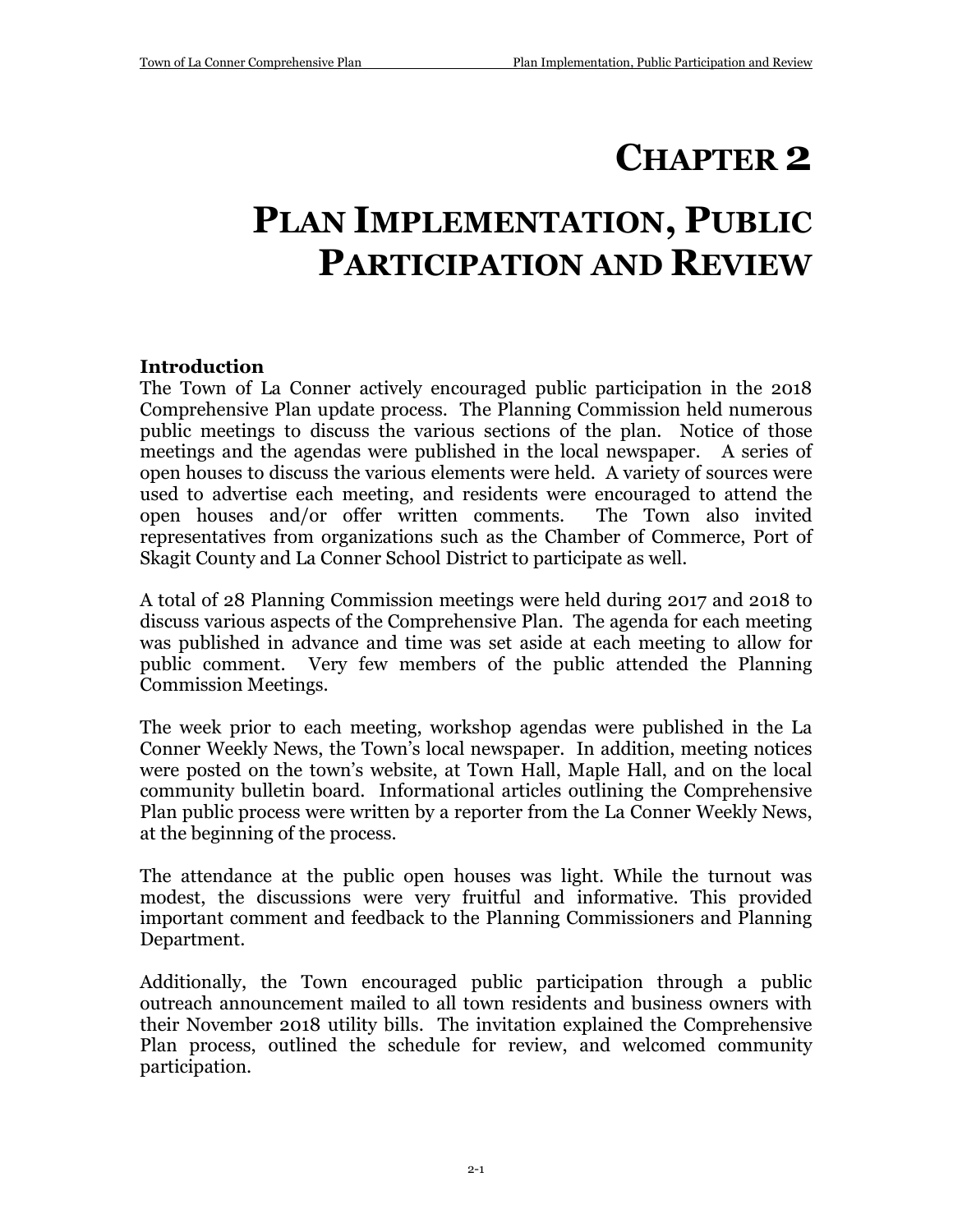# CHAPTER 2

# PLAN IMPLEMENTATION, PUBLIC PARTICIPATION AND REVIEW

### Introduction

The Town of La Conner actively encouraged public participation in the 2018 Comprehensive Plan update process. The Planning Commission held numerous public meetings to discuss the various sections of the plan. Notice of those meetings and the agendas were published in the local newspaper. A series of open houses to discuss the various elements were held. A variety of sources were used to advertise each meeting, and residents were encouraged to attend the open houses and/or offer written comments. The Town also invited representatives from organizations such as the Chamber of Commerce, Port of Skagit County and La Conner School District to participate as well.

A total of 28 Planning Commission meetings were held during 2017 and 2018 to discuss various aspects of the Comprehensive Plan. The agenda for each meeting was published in advance and time was set aside at each meeting to allow for public comment. Very few members of the public attended the Planning Commission Meetings.

The week prior to each meeting, workshop agendas were published in the La Conner Weekly News, the Town's local newspaper. In addition, meeting notices were posted on the town's website, at Town Hall, Maple Hall, and on the local community bulletin board. Informational articles outlining the Comprehensive Plan public process were written by a reporter from the La Conner Weekly News, at the beginning of the process.

The attendance at the public open houses was light. While the turnout was modest, the discussions were very fruitful and informative. This provided important comment and feedback to the Planning Commissioners and Planning Department.

Additionally, the Town encouraged public participation through a public outreach announcement mailed to all town residents and business owners with their November 2018 utility bills. The invitation explained the Comprehensive Plan process, outlined the schedule for review, and welcomed community participation.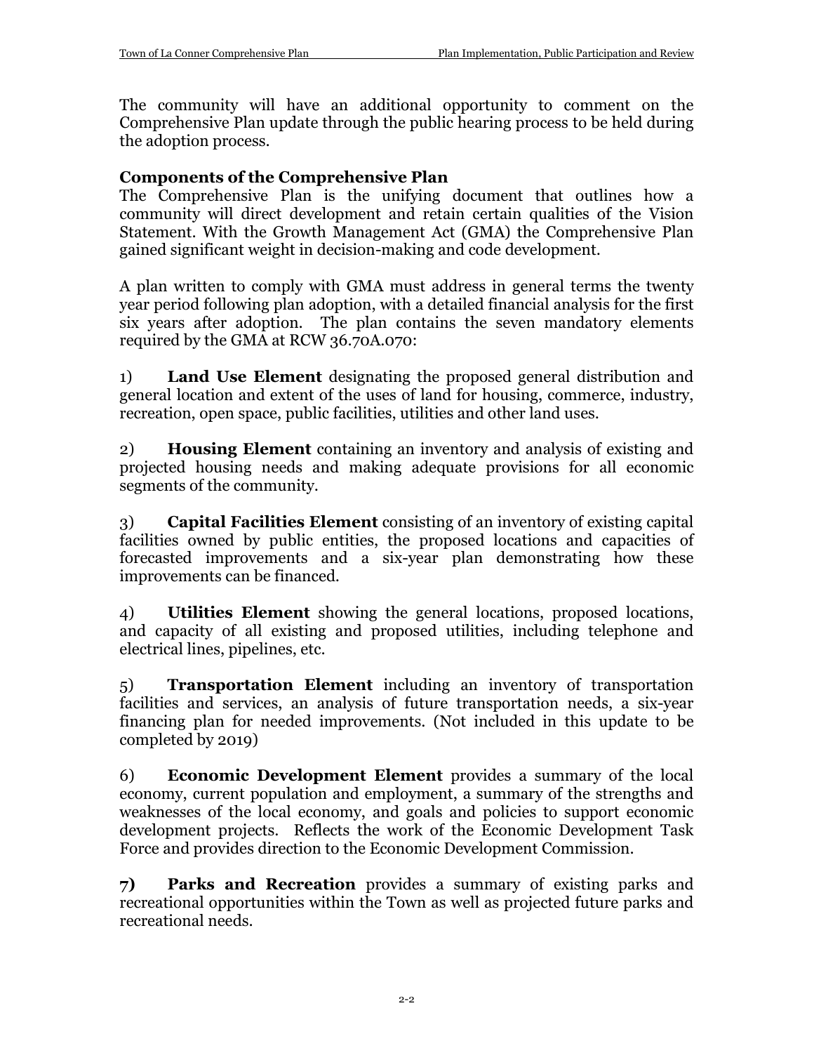The community will have an additional opportunity to comment on the Comprehensive Plan update through the public hearing process to be held during the adoption process.

**Components of the Comprehensive Plan**

The Comprehensive Plan is the unifying document that outlines how a community will direct development and retain certain qualities of the Vision Statement. With the Growth Management Act (GMA) the Comprehensive Plan gained significant weight in decision-making and code development.

A plan written to comply with GMA must address in general terms the twenty year period following plan adoption, with a detailed financial analysis for the first six years after adoption. The plan contains the seven mandatory elements required by the GMA at RCW 36.70A.070:

1) **Land Use Element** designating the proposed general distribution and general location and extent of the uses of land for housing, commerce, industry, recreation, open space, public facilities, utilities and other land uses.

2) **Housing Element** containing an inventory and analysis of existing and projected housing needs and making adequate provisions for all economic segments of the community.

3) **Capital Facilities Element** consisting of an inventory of existing capital facilities owned by public entities, the proposed locations and capacities of forecasted improvements and a six-year plan demonstrating how these improvements can be financed.

4) **Utilities Element** showing the general locations, proposed locations, and capacity of all existing and proposed utilities, including telephone and electrical lines, pipelines, etc.

5) **Transportation Element** including an inventory of transportation facilities and services, an analysis of future transportation needs, a six-year financing plan for needed improvements. (Not included in this update to be completed by 2019)

6) **Economic Development Element** provides a summary of the local economy, current population and employment, a summary of the strengths and weaknesses of the local economy, and goals and policies to support economic development projects. Reflects the work of the Economic Development Task Force and provides direction to the Economic Development Commission.

**7) Parks and Recreation** provides a summary of existing parks and recreational opportunities within the Town as well as projected future parks and recreational needs.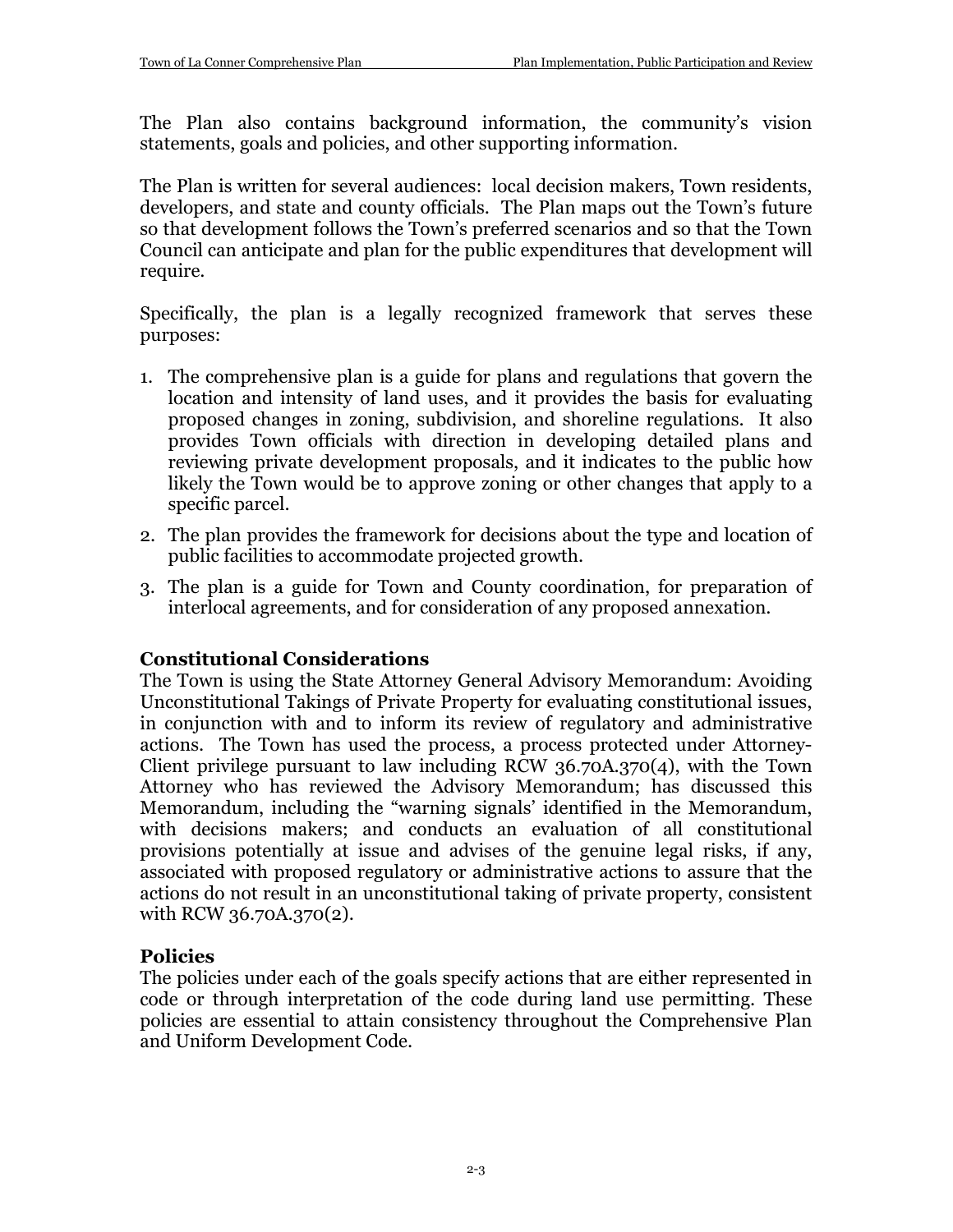The Plan also contains background information, the community's vision statements, goals and policies, and other supporting information.

The Plan is written for several audiences: local decision makers, Town residents, developers, and state and county officials. The Plan maps out the Town's future so that development follows the Town's preferred scenarios and so that the Town Council can anticipate and plan for the public expenditures that development will require.

Specifically, the plan is a legally recognized framework that serves these purposes:

1. The comprehensive plan is a guide for plans and regulations that govern the location and intensity of land uses, and it provides the basis for evaluating proposed changes in zoning, subdivision, and shoreline regulations. It also provides Town officials with direction in developing detailed plans and reviewing private development proposals, and it indicates to the public how likely the Town would be to approve zoning or other changes that apply to a specific parcel.
2. The plan provides the framework for decisions about the type and location of public facilities to accommodate projected growth.
3. The plan is a guide for Town and County coordination, for preparation of interlocal agreements, and for consideration of any proposed annexation.

### Constitutional Considerations

The Town is using the State Attorney General Advisory Memorandum: Avoiding Unconstitutional Takings of Private Property for evaluating constitutional issues, in conjunction with and to inform its review of regulatory and administrative actions. The Town has used the process, a process protected under Attorney-Client privilege pursuant to law including RCW 36.70A.370(4), with the Town Attorney who has reviewed the Advisory Memorandum; has discussed this Memorandum, including the "warning signals' identified in the Memorandum, with decisions makers; and conducts an evaluation of all constitutional provisions potentially at issue and advises of the genuine legal risks, if any, associated with proposed regulatory or administrative actions to assure that the actions do not result in an unconstitutional taking of private property, consistent with RCW 36.70A.370(2).

### Policies

The policies under each of the goals specify actions that are either represented in code or through interpretation of the code during land use permitting. These policies are essential to attain consistency throughout the Comprehensive Plan and Uniform Development Code.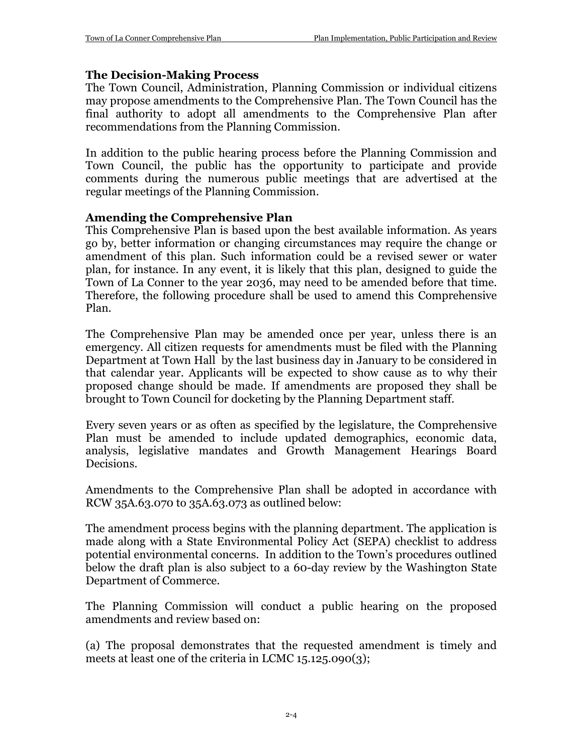### The Decision-Making Process

The Town Council, Administration, Planning Commission or individual citizens may propose amendments to the Comprehensive Plan. The Town Council has the final authority to adopt all amendments to the Comprehensive Plan after recommendations from the Planning Commission.

In addition to the public hearing process before the Planning Commission and Town Council, the public has the opportunity to participate and provide comments during the numerous public meetings that are advertised at the regular meetings of the Planning Commission.

### Amending the Comprehensive Plan

This Comprehensive Plan is based upon the best available information. As years go by, better information or changing circumstances may require the change or amendment of this plan. Such information could be a revised sewer or water plan, for instance. In any event, it is likely that this plan, designed to guide the Town of La Conner to the year 2036, may need to be amended before that time. Therefore, the following procedure shall be used to amend this Comprehensive Plan.

The Comprehensive Plan may be amended once per year, unless there is an emergency. All citizen requests for amendments must be filed with the Planning Department at Town Hall by the last business day in January to be considered in that calendar year. Applicants will be expected to show cause as to why their proposed change should be made. If amendments are proposed they shall be brought to Town Council for docketing by the Planning Department staff.

Every seven years or as often as specified by the legislature, the Comprehensive Plan must be amended to include updated demographics, economic data, analysis, legislative mandates and Growth Management Hearings Board Decisions.

Amendments to the Comprehensive Plan shall be adopted in accordance with RCW 35A.63.070 to 35A.63.073 as outlined below:

The amendment process begins with the planning department. The application is made along with a State Environmental Policy Act (SEPA) checklist to address potential environmental concerns. In addition to the Town's procedures outlined below the draft plan is also subject to a 60-day review by the Washington State Department of Commerce.

The Planning Commission will conduct a public hearing on the proposed amendments and review based on:

(a) The proposal demonstrates that the requested amendment is timely and meets at least one of the criteria in LCMC 15.125.090(3);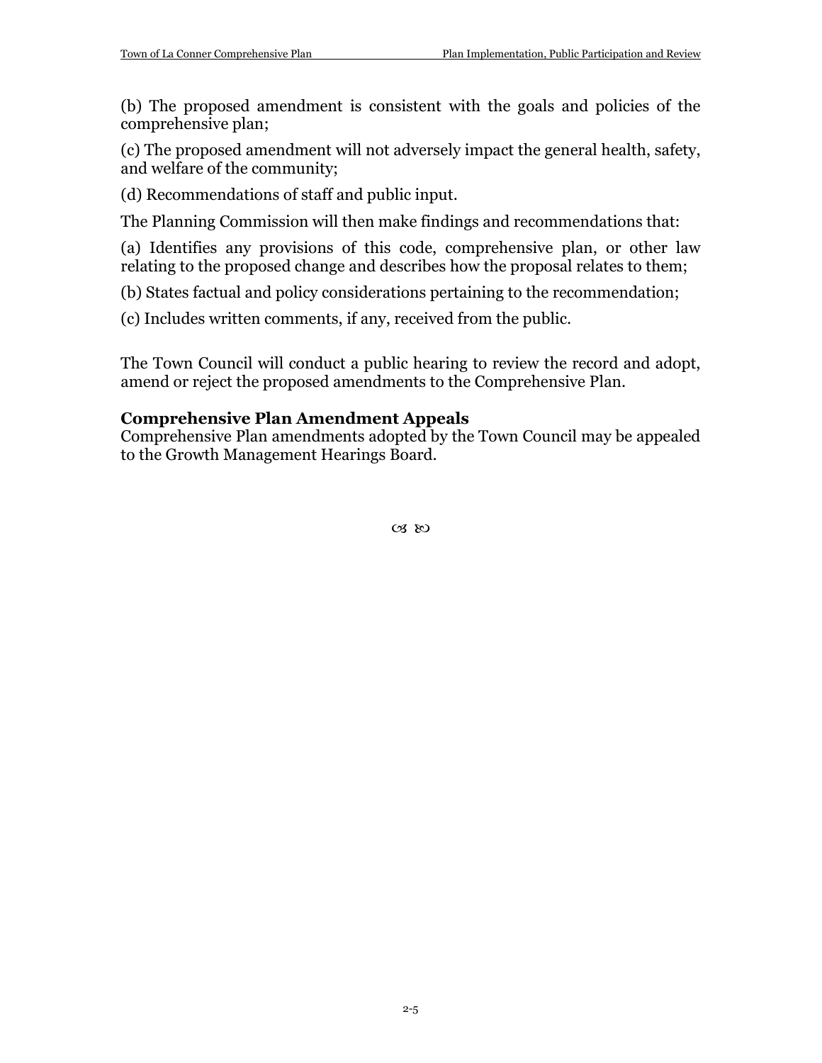(b) The proposed amendment is consistent with the goals and policies of the comprehensive plan;

(c) The proposed amendment will not adversely impact the general health, safety, and welfare of the community;

(d) Recommendations of staff and public input.

The Planning Commission will then make findings and recommendations that:

(a) Identifies any provisions of this code, comprehensive plan, or other law relating to the proposed change and describes how the proposal relates to them;

(b) States factual and policy considerations pertaining to the recommendation;

(c) Includes written comments, if any, received from the public.

The Town Council will conduct a public hearing to review the record and adopt, amend or reject the proposed amendments to the Comprehensive Plan.

**Comprehensive Plan Amendment Appeals**

Comprehensive Plan amendments adopted by the Town Council may be appealed to the Growth Management Hearings Board.

☙ ❧